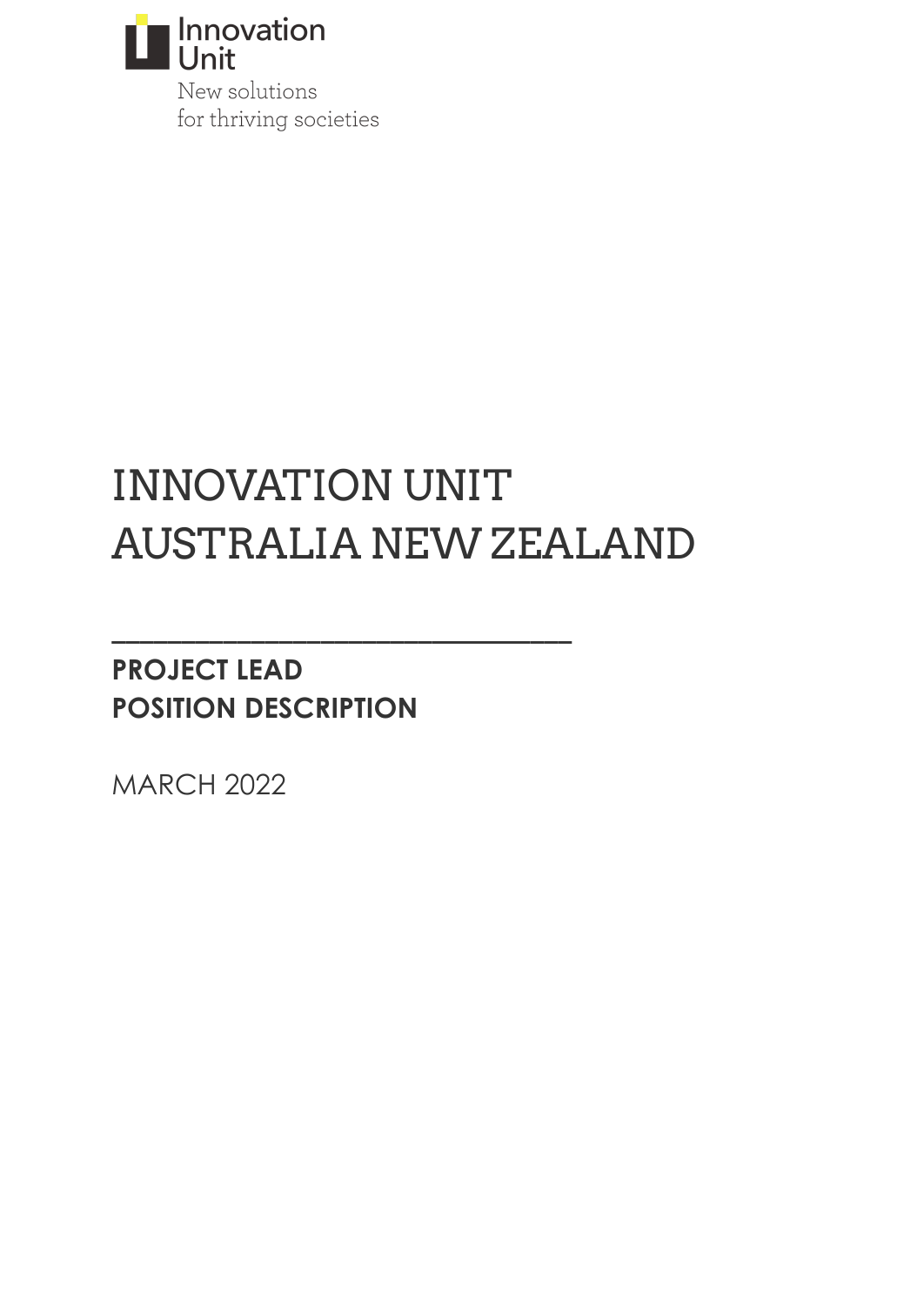Innovation Unit

New solutions for thriving societies

# INNOVATION UNIT AUSTRALIA NEW ZEALAND

---

## PROJECT LEAD POSITION DESCRIPTION

MARCH 2022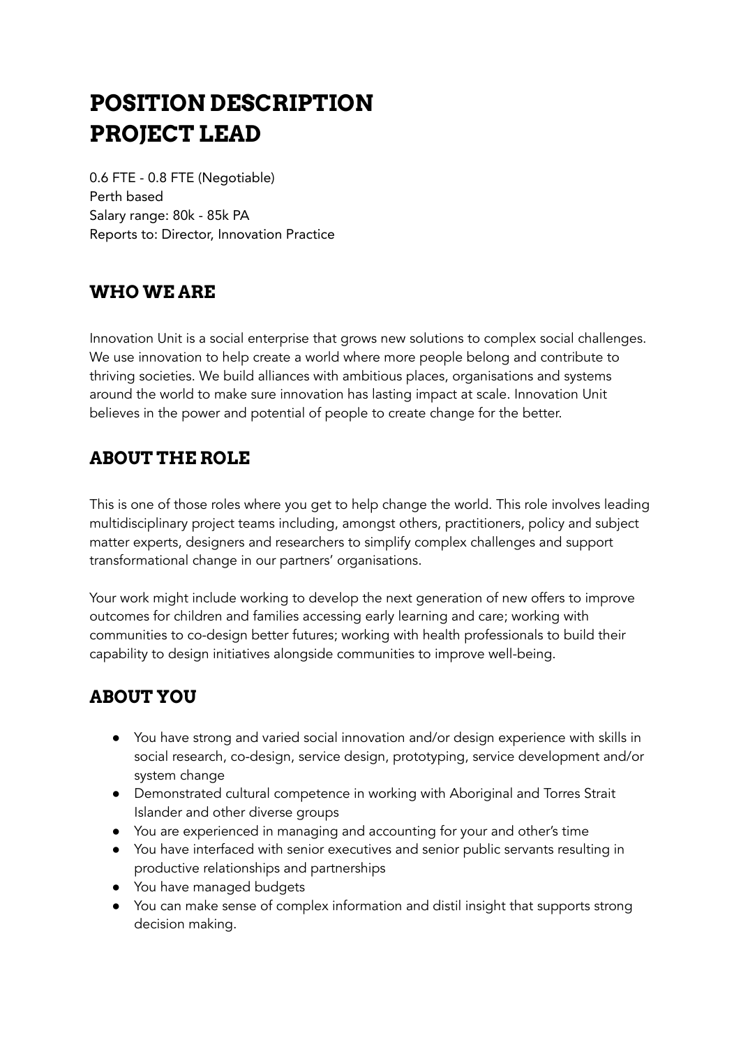# POSITION DESCRIPTION PROJECT LEAD

0.6 FTE - 0.8 FTE (Negotiable)
Perth based
Salary range: 80k - 85k PA
Reports to: Director, Innovation Practice

## WHO WE ARE

Innovation Unit is a social enterprise that grows new solutions to complex social challenges. We use innovation to help create a world where more people belong and contribute to thriving societies. We build alliances with ambitious places, organisations and systems around the world to make sure innovation has lasting impact at scale. Innovation Unit believes in the power and potential of people to create change for the better.

## ABOUT THE ROLE

This is one of those roles where you get to help change the world. This role involves leading multidisciplinary project teams including, amongst others, practitioners, policy and subject matter experts, designers and researchers to simplify complex challenges and support transformational change in our partners' organisations.

Your work might include working to develop the next generation of new offers to improve outcomes for children and families accessing early learning and care; working with communities to co-design better futures; working with health professionals to build their capability to design initiatives alongside communities to improve well-being.

## ABOUT YOU

- You have strong and varied social innovation and/or design experience with skills in social research, co-design, service design, prototyping, service development and/or system change
- Demonstrated cultural competence in working with Aboriginal and Torres Strait Islander and other diverse groups
- You are experienced in managing and accounting for your and other's time
- You have interfaced with senior executives and senior public servants resulting in productive relationships and partnerships
- You have managed budgets
- You can make sense of complex information and distil insight that supports strong decision making.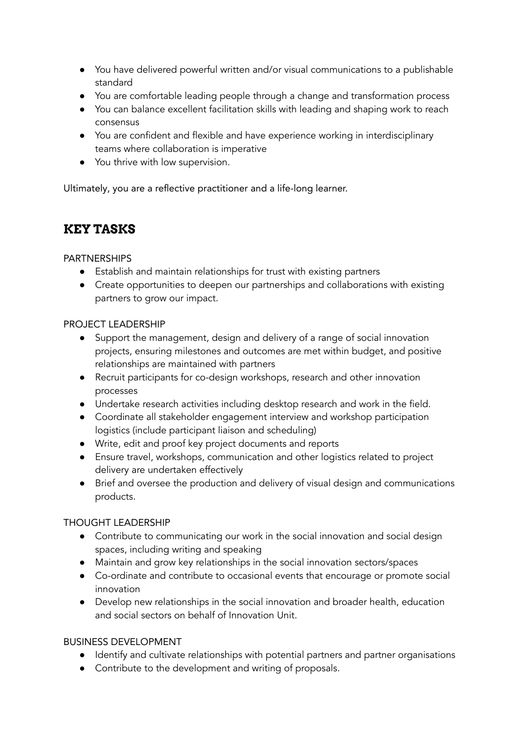- You have delivered powerful written and/or visual communications to a publishable standard
- You are comfortable leading people through a change and transformation process
- You can balance excellent facilitation skills with leading and shaping work to reach consensus
- You are confident and flexible and have experience working in interdisciplinary teams where collaboration is imperative
- You thrive with low supervision.

Ultimately, you are a reflective practitioner and a life-long learner.

## KEY TASKS

PARTNERSHIPS

- Establish and maintain relationships for trust with existing partners
- Create opportunities to deepen our partnerships and collaborations with existing partners to grow our impact.

PROJECT LEADERSHIP

- Support the management, design and delivery of a range of social innovation projects, ensuring milestones and outcomes are met within budget, and positive relationships are maintained with partners
- Recruit participants for co-design workshops, research and other innovation processes
- Undertake research activities including desktop research and work in the field.
- Coordinate all stakeholder engagement interview and workshop participation logistics (include participant liaison and scheduling)
- Write, edit and proof key project documents and reports
- Ensure travel, workshops, communication and other logistics related to project delivery are undertaken effectively
- Brief and oversee the production and delivery of visual design and communications products.

THOUGHT LEADERSHIP

- Contribute to communicating our work in the social innovation and social design spaces, including writing and speaking
- Maintain and grow key relationships in the social innovation sectors/spaces
- Co-ordinate and contribute to occasional events that encourage or promote social innovation
- Develop new relationships in the social innovation and broader health, education and social sectors on behalf of Innovation Unit.

BUSINESS DEVELOPMENT

- Identify and cultivate relationships with potential partners and partner organisations
- Contribute to the development and writing of proposals.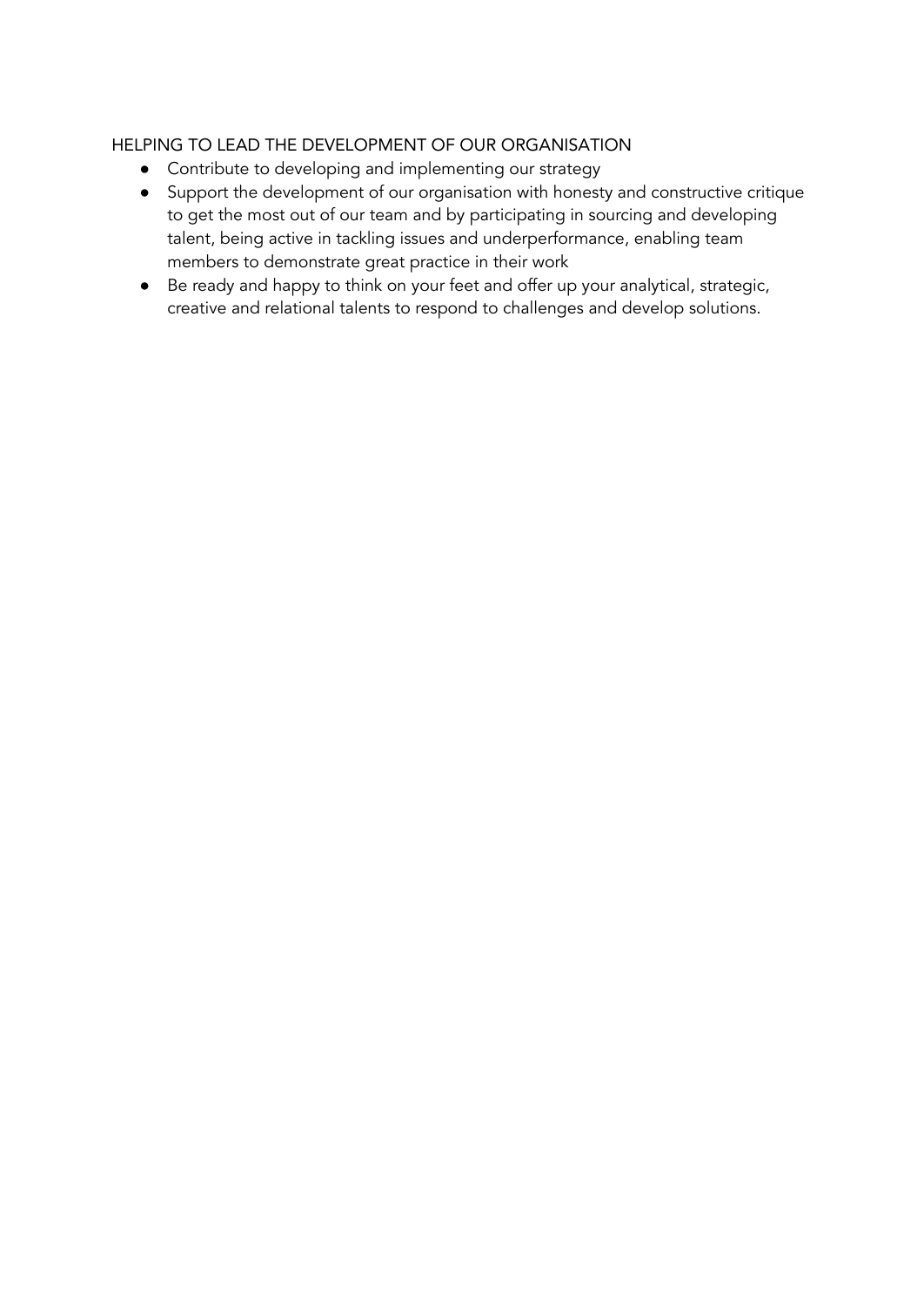## HELPING TO LEAD THE DEVELOPMENT OF OUR ORGANISATION

- Contribute to developing and implementing our strategy
- Support the development of our organisation with honesty and constructive critique to get the most out of our team and by participating in sourcing and developing talent, being active in tackling issues and underperformance, enabling team members to demonstrate great practice in their work
- Be ready and happy to think on your feet and offer up your analytical, strategic, creative and relational talents to respond to challenges and develop solutions.